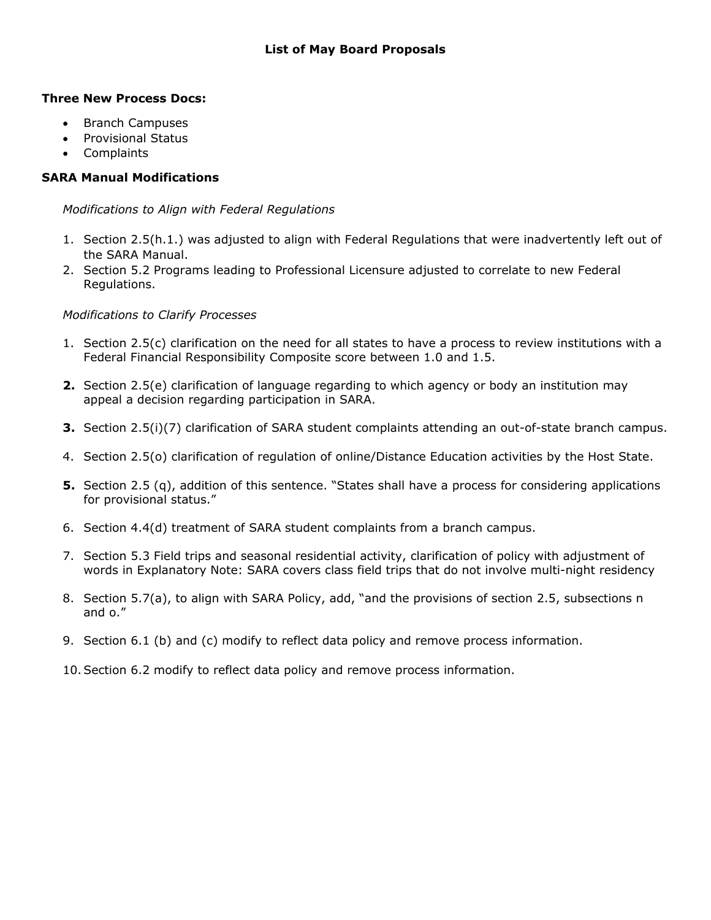# List of May Board Proposals

**Three New Process Docs:**

- Branch Campuses
- Provisional Status
- Complaints

**SARA Manual Modifications**

*Modifications to Align with Federal Regulations*

1. Section 2.5(h.1.) was adjusted to align with Federal Regulations that were inadvertently left out of the SARA Manual.
2. Section 5.2 Programs leading to Professional Licensure adjusted to correlate to new Federal Regulations.

*Modifications to Clarify Processes*

1. Section 2.5(c) clarification on the need for all states to have a process to review institutions with a Federal Financial Responsibility Composite score between 1.0 and 1.5.
2. Section 2.5(e) clarification of language regarding to which agency or body an institution may appeal a decision regarding participation in SARA.
3. Section 2.5(i)(7) clarification of SARA student complaints attending an out-of-state branch campus.
4. Section 2.5(o) clarification of regulation of online/Distance Education activities by the Host State.
5. Section 2.5 (q), addition of this sentence. "States shall have a process for considering applications for provisional status."
6. Section 4.4(d) treatment of SARA student complaints from a branch campus.
7. Section 5.3 Field trips and seasonal residential activity, clarification of policy with adjustment of words in Explanatory Note: SARA covers class field trips that do not involve multi-night residency
8. Section 5.7(a), to align with SARA Policy, add, "and the provisions of section 2.5, subsections n and o."
9. Section 6.1 (b) and (c) modify to reflect data policy and remove process information.
10. Section 6.2 modify to reflect data policy and remove process information.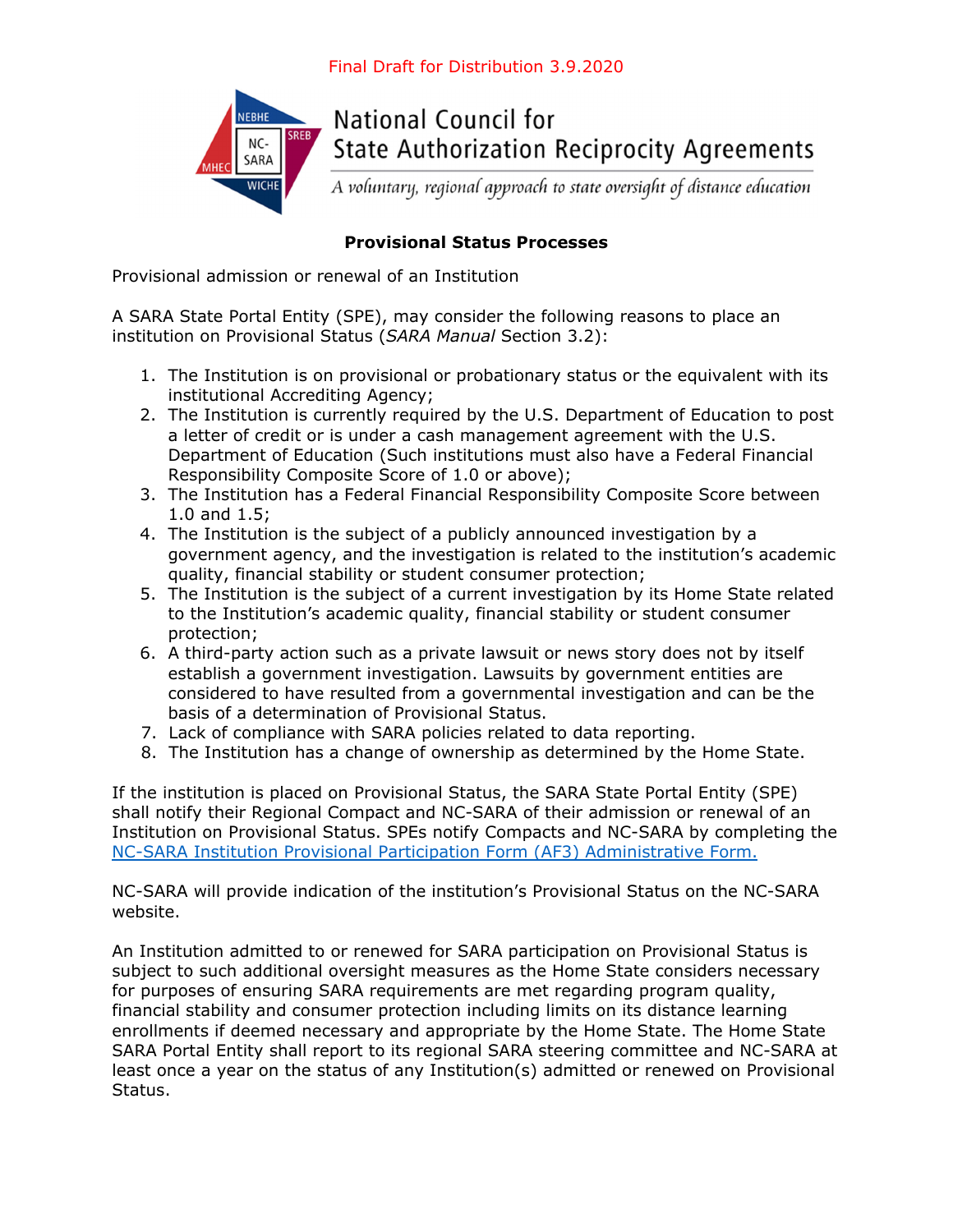Final Draft for Distribution 3.9.2020

National Council for State Authorization Reciprocity Agreements

*A voluntary, regional approach to state oversight of distance education*

**Provisional Status Processes**

Provisional admission or renewal of an Institution

A SARA State Portal Entity (SPE), may consider the following reasons to place an institution on Provisional Status (*SARA Manual* Section 3.2):

1. The Institution is on provisional or probationary status or the equivalent with its institutional Accrediting Agency;
2. The Institution is currently required by the U.S. Department of Education to post a letter of credit or is under a cash management agreement with the U.S. Department of Education (Such institutions must also have a Federal Financial Responsibility Composite Score of 1.0 or above);
3. The Institution has a Federal Financial Responsibility Composite Score between 1.0 and 1.5;
4. The Institution is the subject of a publicly announced investigation by a government agency, and the investigation is related to the institution's academic quality, financial stability or student consumer protection;
5. The Institution is the subject of a current investigation by its Home State related to the Institution's academic quality, financial stability or student consumer protection;
6. A third-party action such as a private lawsuit or news story does not by itself establish a government investigation. Lawsuits by government entities are considered to have resulted from a governmental investigation and can be the basis of a determination of Provisional Status.
7. Lack of compliance with SARA policies related to data reporting.
8. The Institution has a change of ownership as determined by the Home State.

If the institution is placed on Provisional Status, the SARA State Portal Entity (SPE) shall notify their Regional Compact and NC-SARA of their admission or renewal of an Institution on Provisional Status. SPEs notify Compacts and NC-SARA by completing the NC-SARA Institution Provisional Participation Form (AF3) Administrative Form.

NC-SARA will provide indication of the institution's Provisional Status on the NC-SARA website.

An Institution admitted to or renewed for SARA participation on Provisional Status is subject to such additional oversight measures as the Home State considers necessary for purposes of ensuring SARA requirements are met regarding program quality, financial stability and consumer protection including limits on its distance learning enrollments if deemed necessary and appropriate by the Home State. The Home State SARA Portal Entity shall report to its regional SARA steering committee and NC-SARA at least once a year on the status of any Institution(s) admitted or renewed on Provisional Status.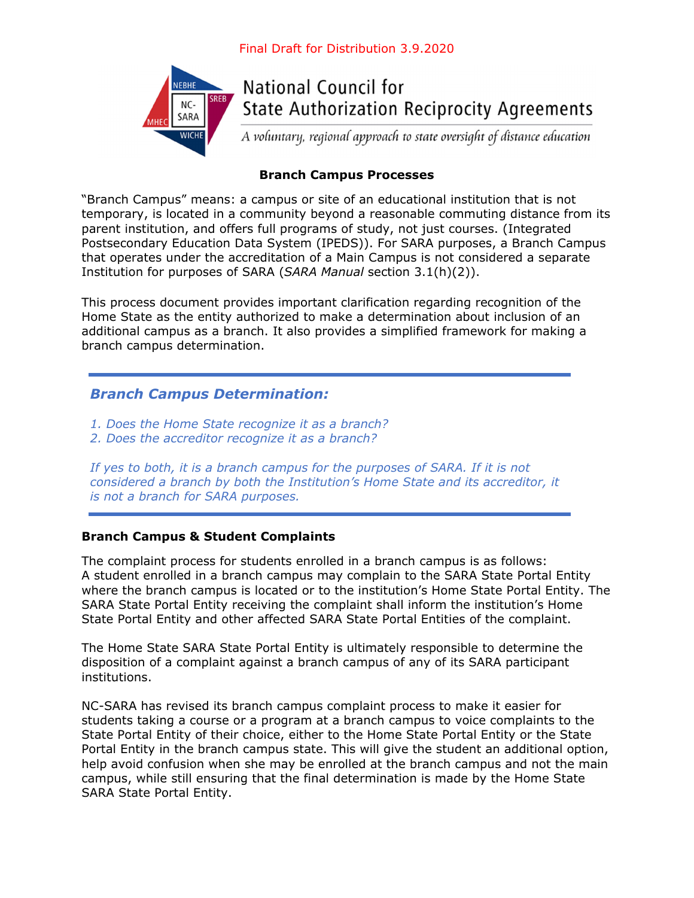Final Draft for Distribution 3.9.2020

National Council for State Authorization Reciprocity Agreements

*A voluntary, regional approach to state oversight of distance education*

**Branch Campus Processes**

"Branch Campus" means: a campus or site of an educational institution that is not temporary, is located in a community beyond a reasonable commuting distance from its parent institution, and offers full programs of study, not just courses. (Integrated Postsecondary Education Data System (IPEDS)). For SARA purposes, a Branch Campus that operates under the accreditation of a Main Campus is not considered a separate Institution for purposes of SARA (*SARA Manual* section 3.1(h)(2)).

This process document provides important clarification regarding recognition of the Home State as the entity authorized to make a determination about inclusion of an additional campus as a branch. It also provides a simplified framework for making a branch campus determination.

---

***Branch Campus Determination:***

*1. Does the Home State recognize it as a branch?*
*2. Does the accreditor recognize it as a branch?*

*If yes to both, it is a branch campus for the purposes of SARA. If it is not considered a branch by both the Institution's Home State and its accreditor, it is not a branch for SARA purposes.*

---

**Branch Campus & Student Complaints**

The complaint process for students enrolled in a branch campus is as follows:
A student enrolled in a branch campus may complain to the SARA State Portal Entity where the branch campus is located or to the institution's Home State Portal Entity. The SARA State Portal Entity receiving the complaint shall inform the institution's Home State Portal Entity and other affected SARA State Portal Entities of the complaint.

The Home State SARA State Portal Entity is ultimately responsible to determine the disposition of a complaint against a branch campus of any of its SARA participant institutions.

NC-SARA has revised its branch campus complaint process to make it easier for students taking a course or a program at a branch campus to voice complaints to the State Portal Entity of their choice, either to the Home State Portal Entity or the State Portal Entity in the branch campus state. This will give the student an additional option, help avoid confusion when she may be enrolled at the branch campus and not the main campus, while still ensuring that the final determination is made by the Home State SARA State Portal Entity.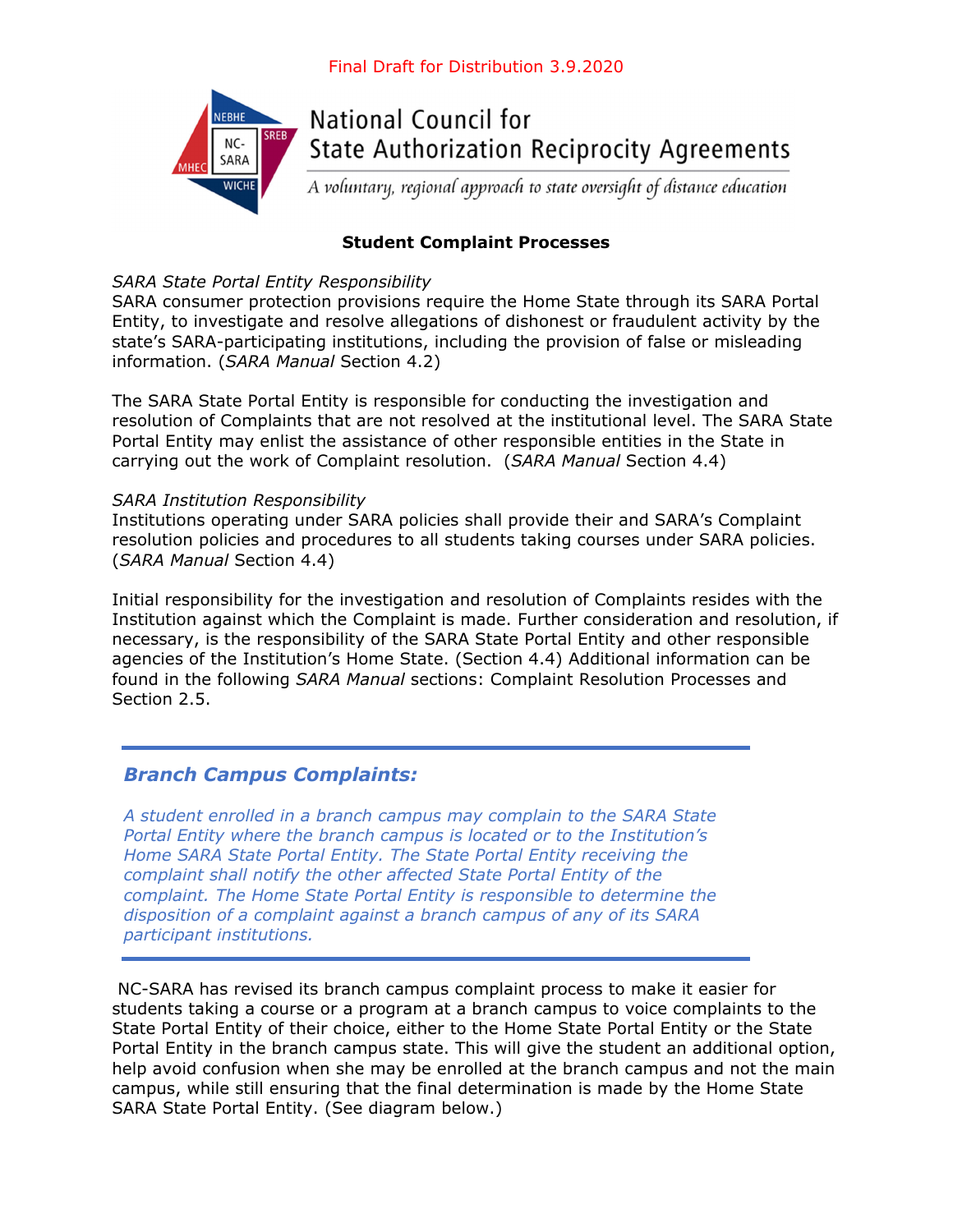Final Draft for Distribution 3.9.2020

# National Council for State Authorization Reciprocity Agreements

*A voluntary, regional approach to state oversight of distance education*

## Student Complaint Processes

*SARA State Portal Entity Responsibility*

SARA consumer protection provisions require the Home State through its SARA Portal Entity, to investigate and resolve allegations of dishonest or fraudulent activity by the state's SARA-participating institutions, including the provision of false or misleading information. (*SARA Manual* Section 4.2)

The SARA State Portal Entity is responsible for conducting the investigation and resolution of Complaints that are not resolved at the institutional level. The SARA State Portal Entity may enlist the assistance of other responsible entities in the State in carrying out the work of Complaint resolution. (*SARA Manual* Section 4.4)

*SARA Institution Responsibility*

Institutions operating under SARA policies shall provide their and SARA's Complaint resolution policies and procedures to all students taking courses under SARA policies. (*SARA Manual* Section 4.4)

Initial responsibility for the investigation and resolution of Complaints resides with the Institution against which the Complaint is made. Further consideration and resolution, if necessary, is the responsibility of the SARA State Portal Entity and other responsible agencies of the Institution's Home State. (Section 4.4) Additional information can be found in the following *SARA Manual* sections: Complaint Resolution Processes and Section 2.5.

---

### *Branch Campus Complaints:*

*A student enrolled in a branch campus may complain to the SARA State Portal Entity where the branch campus is located or to the Institution's Home SARA State Portal Entity. The State Portal Entity receiving the complaint shall notify the other affected State Portal Entity of the complaint. The Home State Portal Entity is responsible to determine the disposition of a complaint against a branch campus of any of its SARA participant institutions.*

---

NC-SARA has revised its branch campus complaint process to make it easier for students taking a course or a program at a branch campus to voice complaints to the State Portal Entity of their choice, either to the Home State Portal Entity or the State Portal Entity in the branch campus state. This will give the student an additional option, help avoid confusion when she may be enrolled at the branch campus and not the main campus, while still ensuring that the final determination is made by the Home State SARA State Portal Entity. (See diagram below.)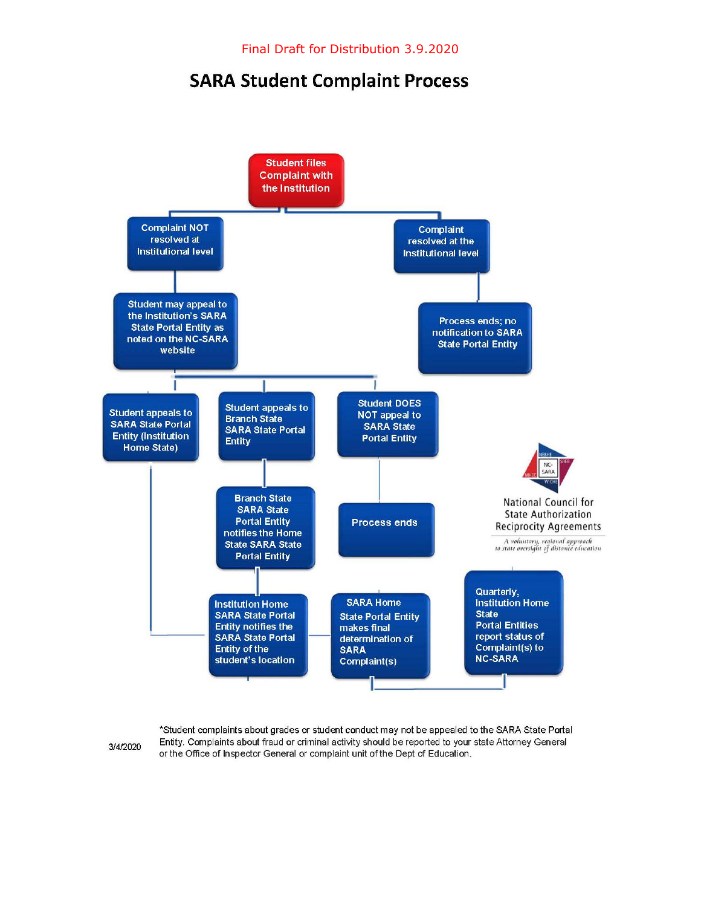Final Draft for Distribution 3.9.2020

# SARA Student Complaint Process

Student files Complaint with the Institution

Complaint NOT resolved at Institutional level

Complaint resolved at the Institutional level

Student may appeal to the Institution's SARA State Portal Entity as noted on the NC-SARA website

Process ends; no notification to SARA State Portal Entity

Student appeals to SARA State Portal Entity (Institution Home State)

Student appeals to Branch State SARA State Portal Entity

Student DOES NOT appeal to SARA State Portal Entity

Branch State SARA State Portal Entity notifies the Home State SARA State Portal Entity

Process ends

National Council for State Authorization Reciprocity Agreements

*A voluntary, regional approach to state oversight of distance education*

Institution Home SARA State Portal Entity notifies the SARA State Portal Entity of the student's location

SARA Home State Portal Entity makes final determination of SARA Complaint(s)

Quarterly, Institution Home State Portal Entities report status of Complaint(s) to NC-SARA

*Student complaints about grades or student conduct may not be appealed to the SARA State Portal Entity. Complaints about fraud or criminal activity should be reported to your state Attorney General or the Office of Inspector General or complaint unit of the Dept of Education.

3/4/2020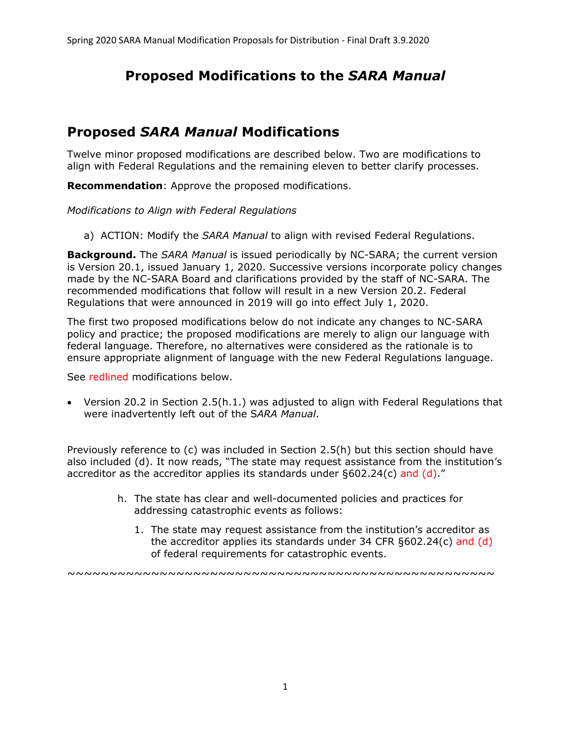# Proposed Modifications to the *SARA Manual*

## Proposed *SARA Manual* Modifications

Twelve minor proposed modifications are described below. Two are modifications to align with Federal Regulations and the remaining eleven to better clarify processes.

**Recommendation**: Approve the proposed modifications.

*Modifications to Align with Federal Regulations*

a) ACTION: Modify the *SARA Manual* to align with revised Federal Regulations.

**Background.** The *SARA Manual* is issued periodically by NC-SARA; the current version is Version 20.1, issued January 1, 2020. Successive versions incorporate policy changes made by the NC-SARA Board and clarifications provided by the staff of NC-SARA. The recommended modifications that follow will result in a new Version 20.2. Federal Regulations that were announced in 2019 will go into effect July 1, 2020.

The first two proposed modifications below do not indicate any changes to NC-SARA policy and practice; the proposed modifications are merely to align our language with federal language. Therefore, no alternatives were considered as the rationale is to ensure appropriate alignment of language with the new Federal Regulations language.

See redlined modifications below.

- Version 20.2 in Section 2.5(h.1.) was adjusted to align with Federal Regulations that were inadvertently left out of the S*ARA Manual*.

Previously reference to (c) was included in Section 2.5(h) but this section should have also included (d). It now reads, "The state may request assistance from the institution's accreditor as the accreditor applies its standards under §602.24(c) and (d)."

h. The state has clear and well-documented policies and practices for addressing catastrophic events as follows:

   1. The state may request assistance from the institution's accreditor as the accreditor applies its standards under 34 CFR §602.24(c) and (d) of federal requirements for catastrophic events.

~~~~~~~~~~~~~~~~~~~~~~~~~~~~~~~~~~~~~~~~~~~~~~~~~~~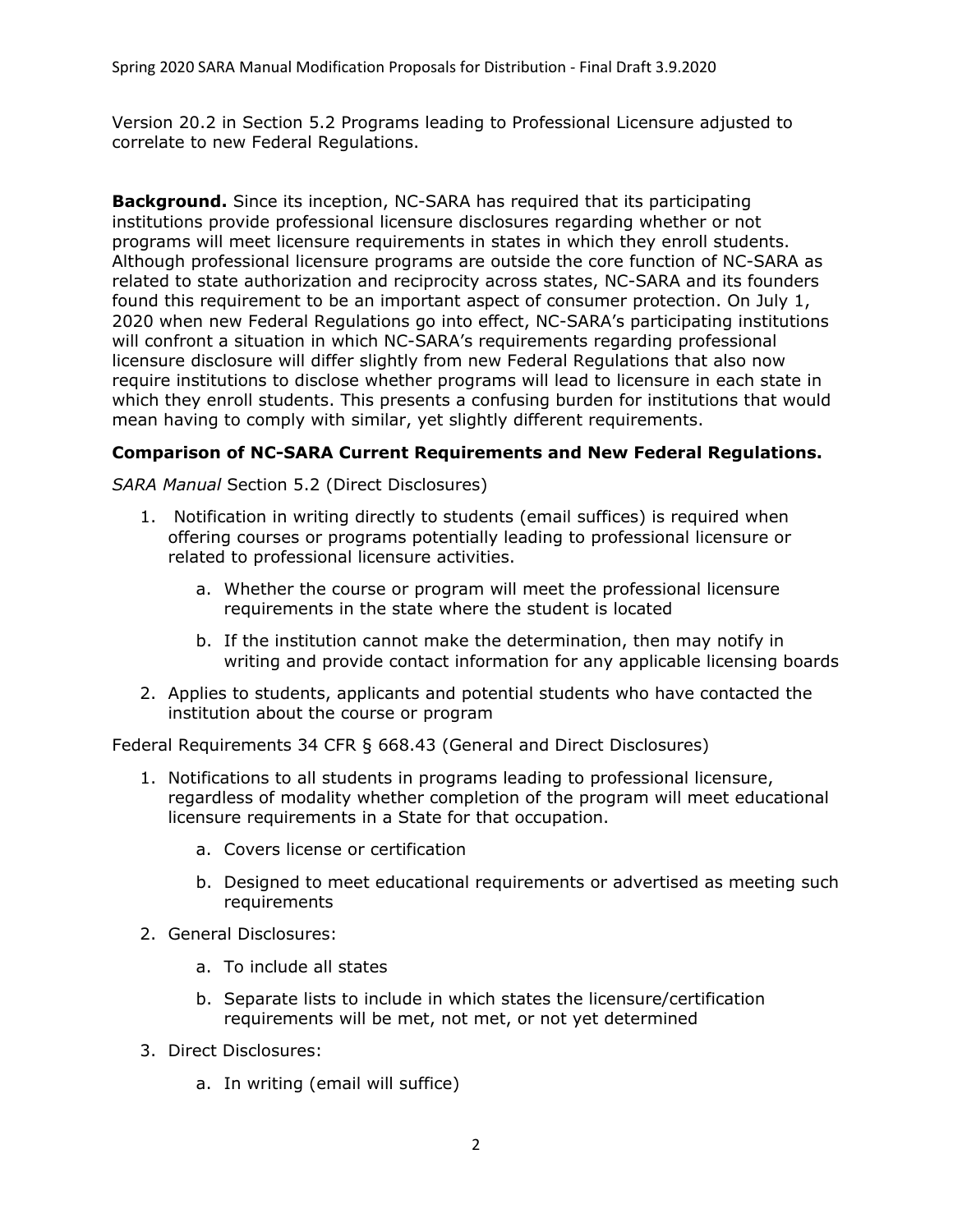Version 20.2 in Section 5.2 Programs leading to Professional Licensure adjusted to correlate to new Federal Regulations.

**Background.** Since its inception, NC-SARA has required that its participating institutions provide professional licensure disclosures regarding whether or not programs will meet licensure requirements in states in which they enroll students. Although professional licensure programs are outside the core function of NC-SARA as related to state authorization and reciprocity across states, NC-SARA and its founders found this requirement to be an important aspect of consumer protection. On July 1, 2020 when new Federal Regulations go into effect, NC-SARA's participating institutions will confront a situation in which NC-SARA's requirements regarding professional licensure disclosure will differ slightly from new Federal Regulations that also now require institutions to disclose whether programs will lead to licensure in each state in which they enroll students. This presents a confusing burden for institutions that would mean having to comply with similar, yet slightly different requirements.

**Comparison of NC-SARA Current Requirements and New Federal Regulations.**

*SARA Manual* Section 5.2 (Direct Disclosures)

1. Notification in writing directly to students (email suffices) is required when offering courses or programs potentially leading to professional licensure or related to professional licensure activities.
    a. Whether the course or program will meet the professional licensure requirements in the state where the student is located
    b. If the institution cannot make the determination, then may notify in writing and provide contact information for any applicable licensing boards
2. Applies to students, applicants and potential students who have contacted the institution about the course or program

Federal Requirements 34 CFR § 668.43 (General and Direct Disclosures)

1. Notifications to all students in programs leading to professional licensure, regardless of modality whether completion of the program will meet educational licensure requirements in a State for that occupation.
    a. Covers license or certification
    b. Designed to meet educational requirements or advertised as meeting such requirements
2. General Disclosures:
    a. To include all states
    b. Separate lists to include in which states the licensure/certification requirements will be met, not met, or not yet determined
3. Direct Disclosures:
    a. In writing (email will suffice)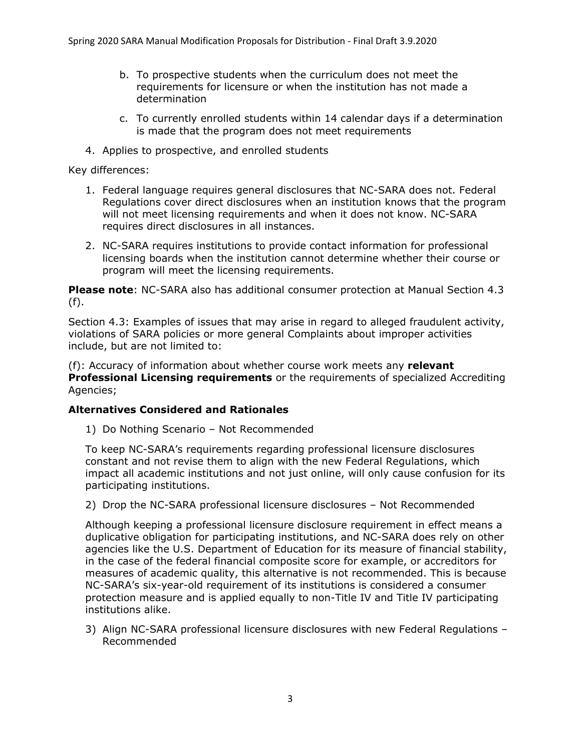b. To prospective students when the curriculum does not meet the requirements for licensure or when the institution has not made a determination

   c. To currently enrolled students within 14 calendar days if a determination is made that the program does not meet requirements

4. Applies to prospective, and enrolled students

Key differences:

1. Federal language requires general disclosures that NC-SARA does not. Federal Regulations cover direct disclosures when an institution knows that the program will not meet licensing requirements and when it does not know. NC-SARA requires direct disclosures in all instances.

2. NC-SARA requires institutions to provide contact information for professional licensing boards when the institution cannot determine whether their course or program will meet the licensing requirements.

**Please note**: NC-SARA also has additional consumer protection at Manual Section 4.3 (f).

Section 4.3: Examples of issues that may arise in regard to alleged fraudulent activity, violations of SARA policies or more general Complaints about improper activities include, but are not limited to:

(f): Accuracy of information about whether course work meets any **relevant Professional Licensing requirements** or the requirements of specialized Accrediting Agencies;

### Alternatives Considered and Rationales

1) Do Nothing Scenario – Not Recommended

To keep NC-SARA's requirements regarding professional licensure disclosures constant and not revise them to align with the new Federal Regulations, which impact all academic institutions and not just online, will only cause confusion for its participating institutions.

2) Drop the NC-SARA professional licensure disclosures – Not Recommended

Although keeping a professional licensure disclosure requirement in effect means a duplicative obligation for participating institutions, and NC-SARA does rely on other agencies like the U.S. Department of Education for its measure of financial stability, in the case of the federal financial composite score for example, or accreditors for measures of academic quality, this alternative is not recommended. This is because NC-SARA's six-year-old requirement of its institutions is considered a consumer protection measure and is applied equally to non-Title IV and Title IV participating institutions alike.

3) Align NC-SARA professional licensure disclosures with new Federal Regulations – Recommended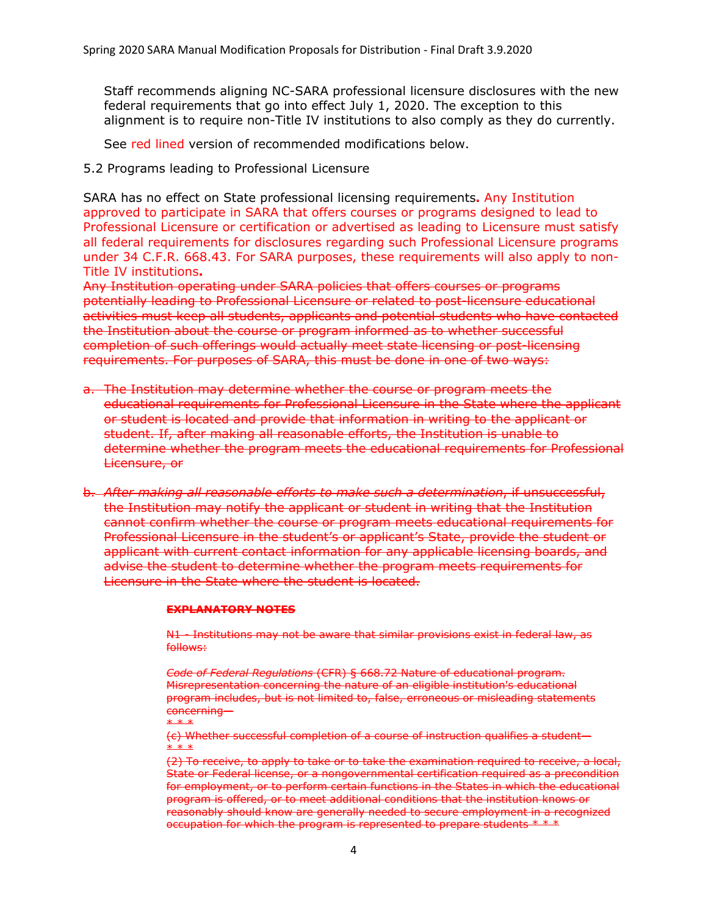Staff recommends aligning NC-SARA professional licensure disclosures with the new federal requirements that go into effect July 1, 2020. The exception to this alignment is to require non-Title IV institutions to also comply as they do currently.

See red lined version of recommended modifications below.

5.2 Programs leading to Professional Licensure

SARA has no effect on State professional licensing requirements**.** Any Institution approved to participate in SARA that offers courses or programs designed to lead to Professional Licensure or certification or advertised as leading to Licensure must satisfy all federal requirements for disclosures regarding such Professional Licensure programs under 34 C.F.R. 668.43. For SARA purposes, these requirements will also apply to non-Title IV institutions**.**

~~Any Institution operating under SARA policies that offers courses or programs potentially leading to Professional Licensure or related to post-licensure educational activities must keep all students, applicants and potential students who have contacted the Institution about the course or program informed as to whether successful completion of such offerings would actually meet state licensing or post-licensing requirements. For purposes of SARA, this must be done in one of two ways:~~

~~a. The Institution may determine whether the course or program meets the educational requirements for Professional Licensure in the State where the applicant or student is located and provide that information in writing to the applicant or student. If, after making all reasonable efforts, the Institution is unable to determine whether the program meets the educational requirements for Professional Licensure, or~~

~~b. *After making all reasonable efforts to make such a determination*, if unsuccessful, the Institution may notify the applicant or student in writing that the Institution cannot confirm whether the course or program meets educational requirements for Professional Licensure in the student's or applicant's State, provide the student or applicant with current contact information for any applicable licensing boards, and advise the student to determine whether the program meets requirements for Licensure in the State where the student is located.~~

~~**EXPLANATORY NOTES**~~

~~N1 - Institutions may not be aware that similar provisions exist in federal law, as follows:~~

~~*Code of Federal Regulations* (CFR) § 668.72 Nature of educational program. Misrepresentation concerning the nature of an eligible institution's educational program includes, but is not limited to, false, erroneous or misleading statements concerning—~~

~~* * *~~

~~(c) Whether successful completion of a course of instruction qualifies a student—~~

~~* * *~~

~~(2) To receive, to apply to take or to take the examination required to receive, a local, State or Federal license, or a nongovernmental certification required as a precondition for employment, or to perform certain functions in the States in which the educational program is offered, or to meet additional conditions that the institution knows or reasonably should know are generally needed to secure employment in a recognized occupation for which the program is represented to prepare students * * *~~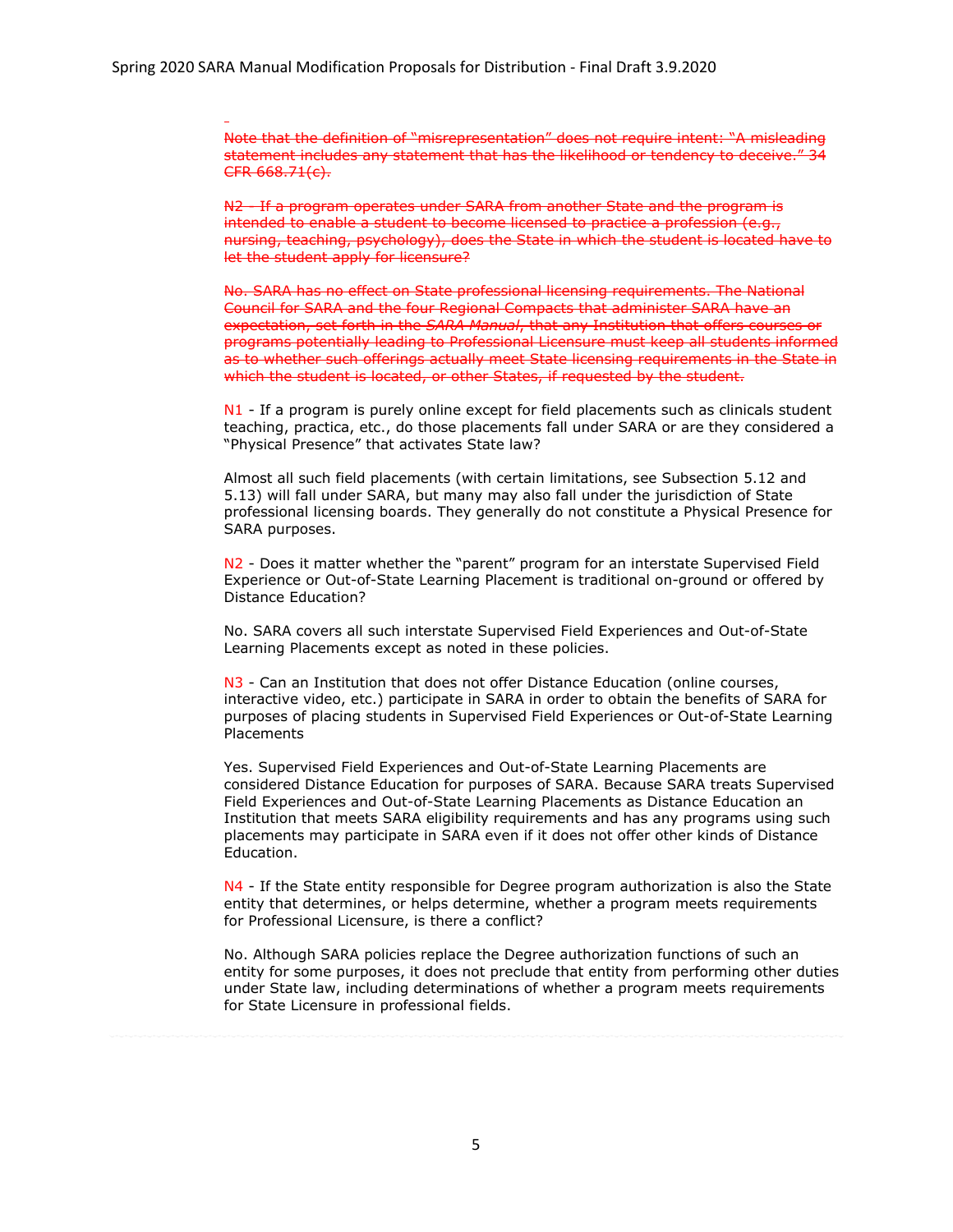~~Note that the definition of "misrepresentation" does not require intent: "A misleading statement includes any statement that has the likelihood or tendency to deceive." 34 CFR 668.71(c).~~

~~N2 - If a program operates under SARA from another State and the program is intended to enable a student to become licensed to practice a profession (e.g., nursing, teaching, psychology), does the State in which the student is located have to let the student apply for licensure?~~

~~No. SARA has no effect on State professional licensing requirements. The National Council for SARA and the four Regional Compacts that administer SARA have an expectation, set forth in the *SARA Manual*, that any Institution that offers courses or programs potentially leading to Professional Licensure must keep all students informed as to whether such offerings actually meet State licensing requirements in the State in which the student is located, or other States, if requested by the student.~~

N1 - If a program is purely online except for field placements such as clinicals student teaching, practica, etc., do those placements fall under SARA or are they considered a "Physical Presence" that activates State law?

Almost all such field placements (with certain limitations, see Subsection 5.12 and 5.13) will fall under SARA, but many may also fall under the jurisdiction of State professional licensing boards. They generally do not constitute a Physical Presence for SARA purposes.

N2 - Does it matter whether the "parent" program for an interstate Supervised Field Experience or Out-of-State Learning Placement is traditional on-ground or offered by Distance Education?

No. SARA covers all such interstate Supervised Field Experiences and Out-of-State Learning Placements except as noted in these policies.

N3 - Can an Institution that does not offer Distance Education (online courses, interactive video, etc.) participate in SARA in order to obtain the benefits of SARA for purposes of placing students in Supervised Field Experiences or Out-of-State Learning Placements

Yes. Supervised Field Experiences and Out-of-State Learning Placements are considered Distance Education for purposes of SARA. Because SARA treats Supervised Field Experiences and Out-of-State Learning Placements as Distance Education an Institution that meets SARA eligibility requirements and has any programs using such placements may participate in SARA even if it does not offer other kinds of Distance Education.

N4 - If the State entity responsible for Degree program authorization is also the State entity that determines, or helps determine, whether a program meets requirements for Professional Licensure, is there a conflict?

No. Although SARA policies replace the Degree authorization functions of such an entity for some purposes, it does not preclude that entity from performing other duties under State law, including determinations of whether a program meets requirements for State Licensure in professional fields.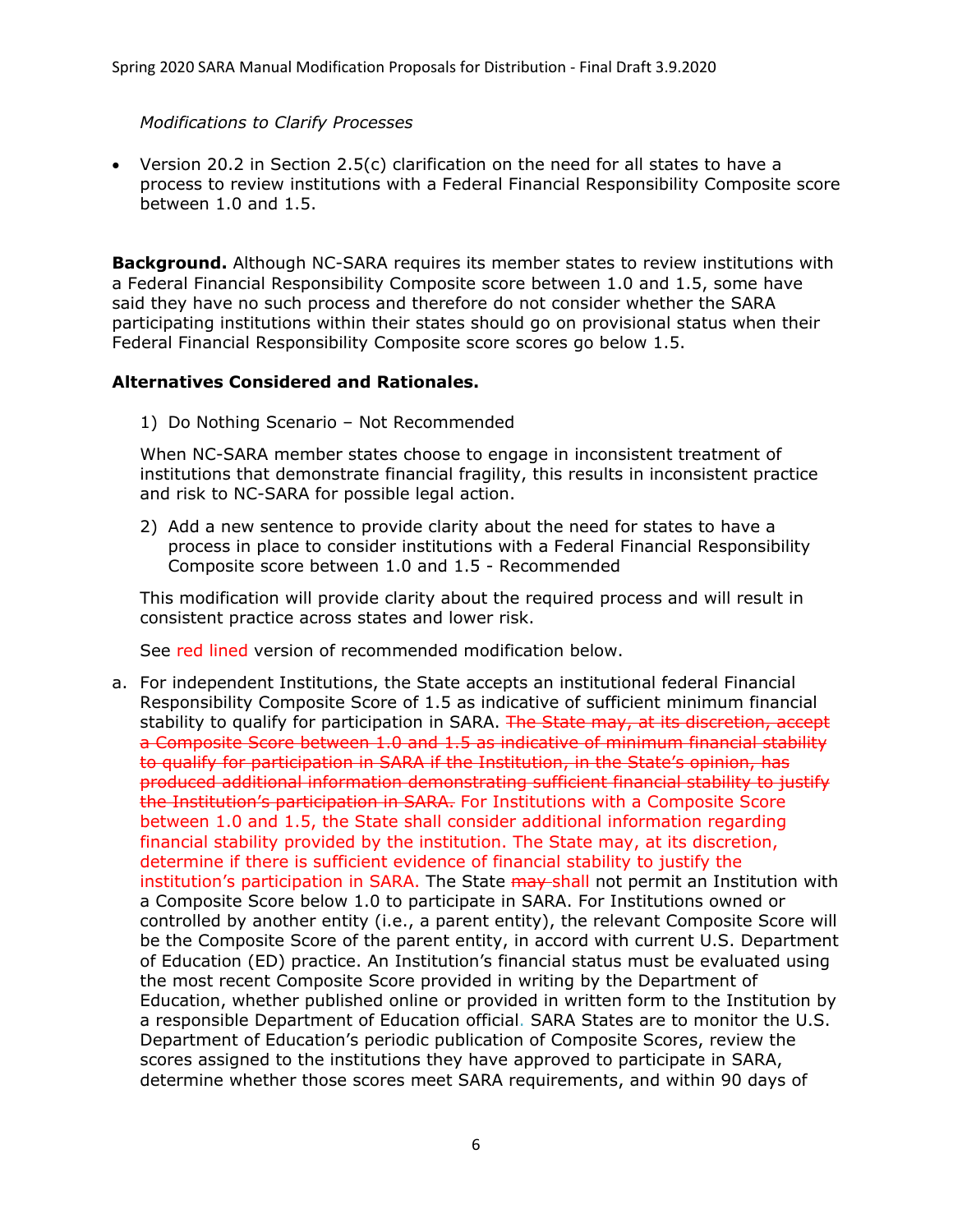*Modifications to Clarify Processes*

- Version 20.2 in Section 2.5(c) clarification on the need for all states to have a process to review institutions with a Federal Financial Responsibility Composite score between 1.0 and 1.5.

**Background.** Although NC-SARA requires its member states to review institutions with a Federal Financial Responsibility Composite score between 1.0 and 1.5, some have said they have no such process and therefore do not consider whether the SARA participating institutions within their states should go on provisional status when their Federal Financial Responsibility Composite score scores go below 1.5.

**Alternatives Considered and Rationales.**

1) Do Nothing Scenario – Not Recommended

When NC-SARA member states choose to engage in inconsistent treatment of institutions that demonstrate financial fragility, this results in inconsistent practice and risk to NC-SARA for possible legal action.

2) Add a new sentence to provide clarity about the need for states to have a process in place to consider institutions with a Federal Financial Responsibility Composite score between 1.0 and 1.5 - Recommended

This modification will provide clarity about the required process and will result in consistent practice across states and lower risk.

See red lined version of recommended modification below.

a. For independent Institutions, the State accepts an institutional federal Financial Responsibility Composite Score of 1.5 as indicative of sufficient minimum financial stability to qualify for participation in SARA. ~~The State may, at its discretion, accept a Composite Score between 1.0 and 1.5 as indicative of minimum financial stability to qualify for participation in SARA if the Institution, in the State's opinion, has produced additional information demonstrating sufficient financial stability to justify the Institution's participation in SARA.~~ For Institutions with a Composite Score between 1.0 and 1.5, the State shall consider additional information regarding financial stability provided by the institution. The State may, at its discretion, determine if there is sufficient evidence of financial stability to justify the institution's participation in SARA. The State ~~may~~ shall not permit an Institution with a Composite Score below 1.0 to participate in SARA. For Institutions owned or controlled by another entity (i.e., a parent entity), the relevant Composite Score will be the Composite Score of the parent entity, in accord with current U.S. Department of Education (ED) practice. An Institution's financial status must be evaluated using the most recent Composite Score provided in writing by the Department of Education, whether published online or provided in written form to the Institution by a responsible Department of Education official. SARA States are to monitor the U.S. Department of Education's periodic publication of Composite Scores, review the scores assigned to the institutions they have approved to participate in SARA, determine whether those scores meet SARA requirements, and within 90 days of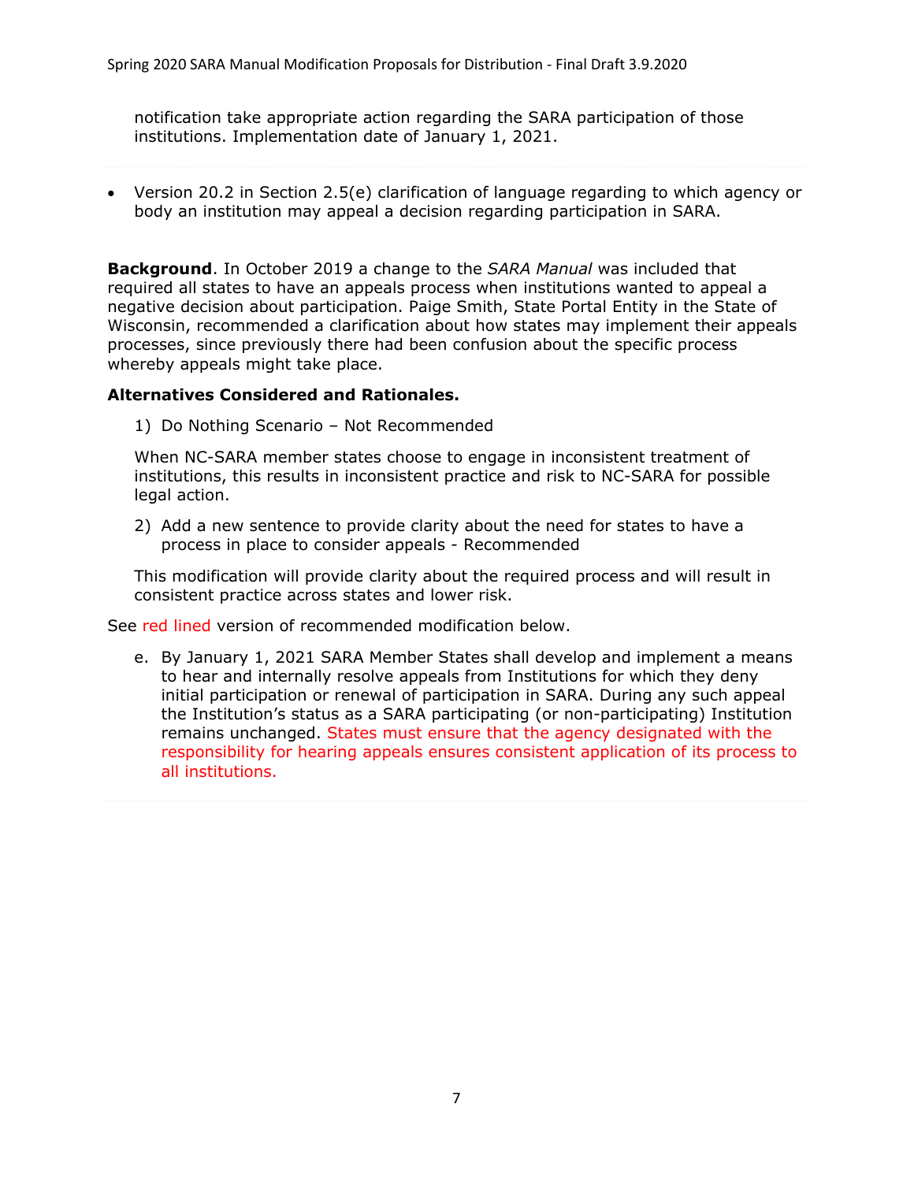notification take appropriate action regarding the SARA participation of those institutions. Implementation date of January 1, 2021.

---

- Version 20.2 in Section 2.5(e) clarification of language regarding to which agency or body an institution may appeal a decision regarding participation in SARA.

**Background**. In October 2019 a change to the *SARA Manual* was included that required all states to have an appeals process when institutions wanted to appeal a negative decision about participation. Paige Smith, State Portal Entity in the State of Wisconsin, recommended a clarification about how states may implement their appeals processes, since previously there had been confusion about the specific process whereby appeals might take place.

**Alternatives Considered and Rationales.**

1) Do Nothing Scenario – Not Recommended

When NC-SARA member states choose to engage in inconsistent treatment of institutions, this results in inconsistent practice and risk to NC-SARA for possible legal action.

2) Add a new sentence to provide clarity about the need for states to have a process in place to consider appeals - Recommended

This modification will provide clarity about the required process and will result in consistent practice across states and lower risk.

See red lined version of recommended modification below.

e. By January 1, 2021 SARA Member States shall develop and implement a means to hear and internally resolve appeals from Institutions for which they deny initial participation or renewal of participation in SARA. During any such appeal the Institution's status as a SARA participating (or non-participating) Institution remains unchanged. States must ensure that the agency designated with the responsibility for hearing appeals ensures consistent application of its process to all institutions.

---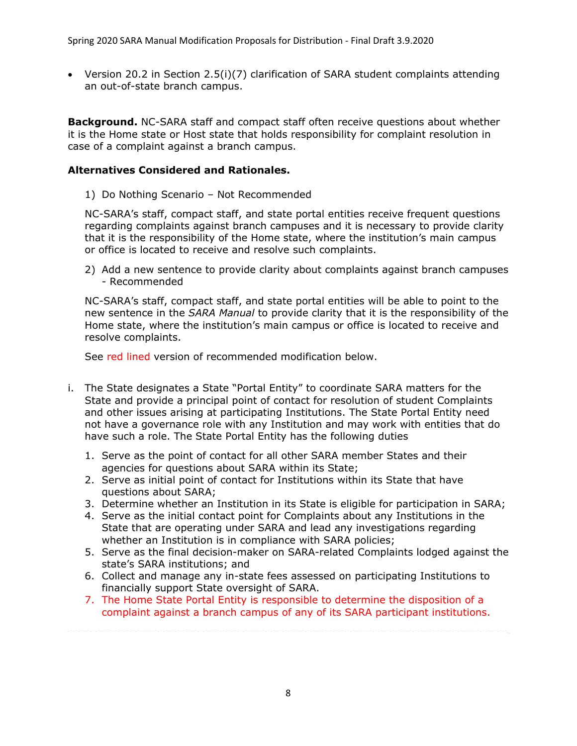- Version 20.2 in Section 2.5(i)(7) clarification of SARA student complaints attending an out-of-state branch campus.

**Background.** NC-SARA staff and compact staff often receive questions about whether it is the Home state or Host state that holds responsibility for complaint resolution in case of a complaint against a branch campus.

**Alternatives Considered and Rationales.**

1) Do Nothing Scenario – Not Recommended

NC-SARA's staff, compact staff, and state portal entities receive frequent questions regarding complaints against branch campuses and it is necessary to provide clarity that it is the responsibility of the Home state, where the institution's main campus or office is located to receive and resolve such complaints.

2) Add a new sentence to provide clarity about complaints against branch campuses - Recommended

NC-SARA's staff, compact staff, and state portal entities will be able to point to the new sentence in the *SARA Manual* to provide clarity that it is the responsibility of the Home state, where the institution's main campus or office is located to receive and resolve complaints.

See red lined version of recommended modification below.

i. The State designates a State "Portal Entity" to coordinate SARA matters for the State and provide a principal point of contact for resolution of student Complaints and other issues arising at participating Institutions. The State Portal Entity need not have a governance role with any Institution and may work with entities that do have such a role. The State Portal Entity has the following duties

   1. Serve as the point of contact for all other SARA member States and their agencies for questions about SARA within its State;
   2. Serve as initial point of contact for Institutions within its State that have questions about SARA;
   3. Determine whether an Institution in its State is eligible for participation in SARA;
   4. Serve as the initial contact point for Complaints about any Institutions in the State that are operating under SARA and lead any investigations regarding whether an Institution is in compliance with SARA policies;
   5. Serve as the final decision-maker on SARA-related Complaints lodged against the state's SARA institutions; and
   6. Collect and manage any in-state fees assessed on participating Institutions to financially support State oversight of SARA.
   7. The Home State Portal Entity is responsible to determine the disposition of a complaint against a branch campus of any of its SARA participant institutions.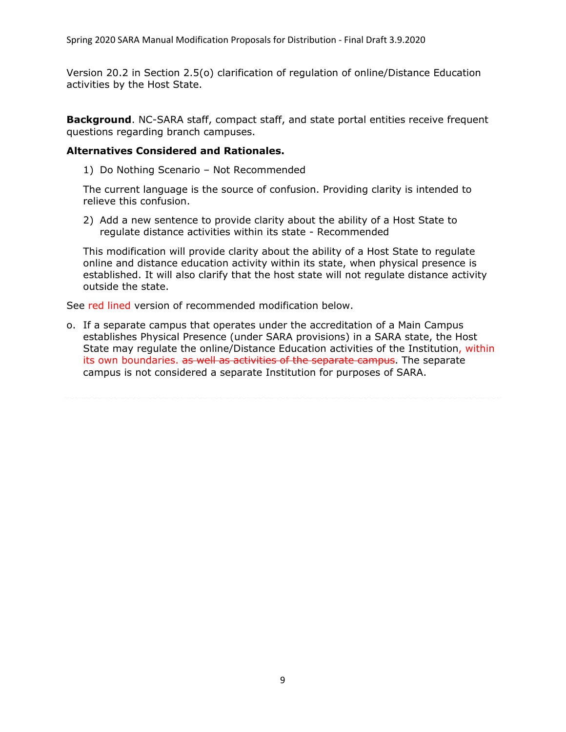Version 20.2 in Section 2.5(o) clarification of regulation of online/Distance Education activities by the Host State.

**Background**. NC-SARA staff, compact staff, and state portal entities receive frequent questions regarding branch campuses.

**Alternatives Considered and Rationales.**

1) Do Nothing Scenario – Not Recommended

   The current language is the source of confusion. Providing clarity is intended to relieve this confusion.

2) Add a new sentence to provide clarity about the ability of a Host State to regulate distance activities within its state - Recommended

   This modification will provide clarity about the ability of a Host State to regulate online and distance education activity within its state, when physical presence is established. It will also clarify that the host state will not regulate distance activity outside the state.

See red lined version of recommended modification below.

o. If a separate campus that operates under the accreditation of a Main Campus establishes Physical Presence (under SARA provisions) in a SARA state, the Host State may regulate the online/Distance Education activities of the Institution, within its own boundaries. ~~as well as activities of the separate campus~~. The separate campus is not considered a separate Institution for purposes of SARA.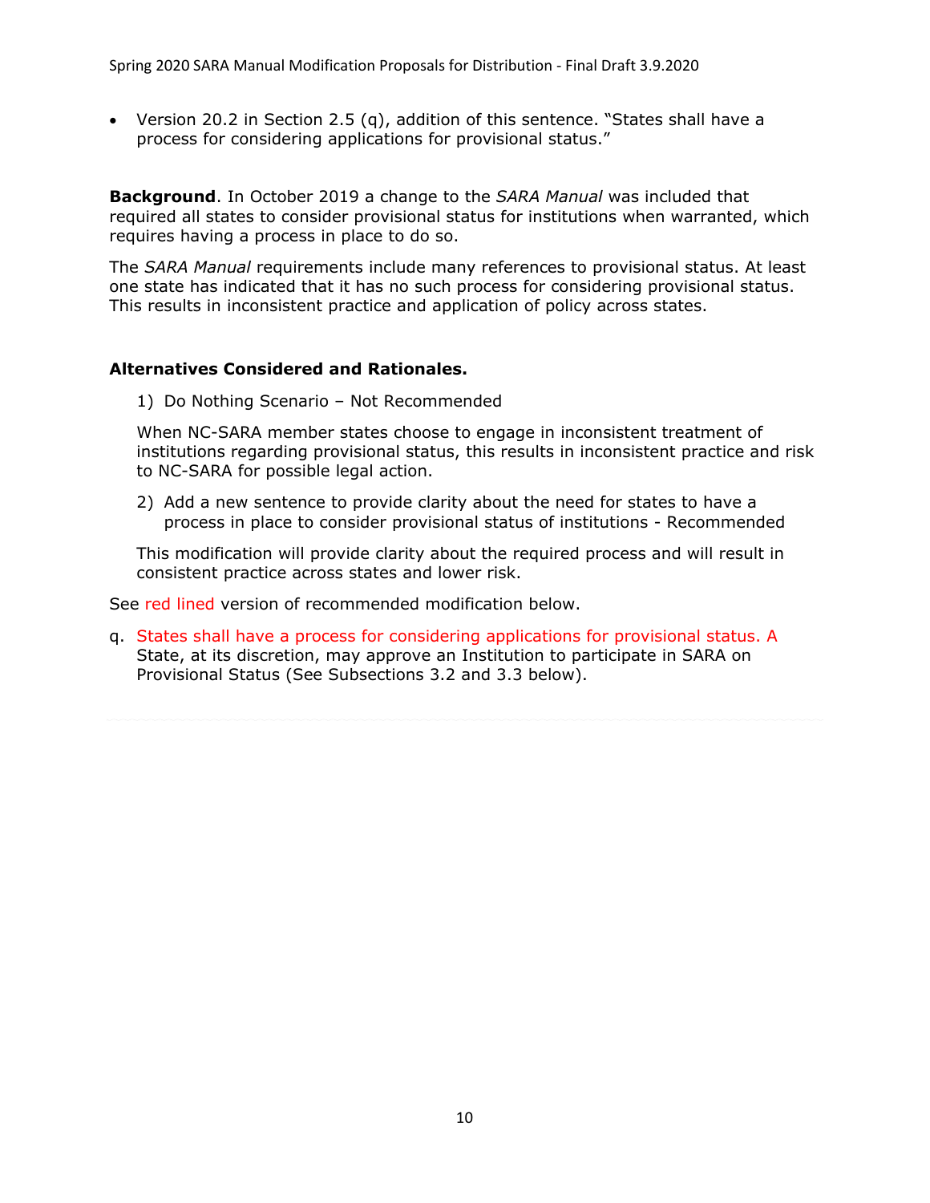- Version 20.2 in Section 2.5 (q), addition of this sentence. "States shall have a process for considering applications for provisional status."

**Background**. In October 2019 a change to the *SARA Manual* was included that required all states to consider provisional status for institutions when warranted, which requires having a process in place to do so.

The *SARA Manual* requirements include many references to provisional status. At least one state has indicated that it has no such process for considering provisional status. This results in inconsistent practice and application of policy across states.

**Alternatives Considered and Rationales.**

1) Do Nothing Scenario – Not Recommended

When NC-SARA member states choose to engage in inconsistent treatment of institutions regarding provisional status, this results in inconsistent practice and risk to NC-SARA for possible legal action.

2) Add a new sentence to provide clarity about the need for states to have a process in place to consider provisional status of institutions - Recommended

This modification will provide clarity about the required process and will result in consistent practice across states and lower risk.

See red lined version of recommended modification below.

q. States shall have a process for considering applications for provisional status. A State, at its discretion, may approve an Institution to participate in SARA on Provisional Status (See Subsections 3.2 and 3.3 below).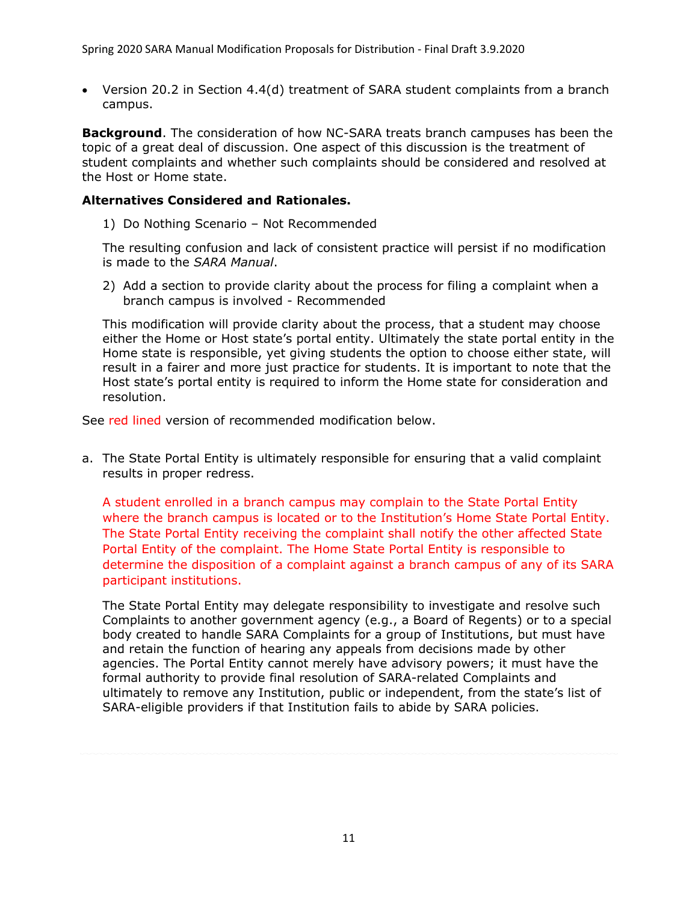- Version 20.2 in Section 4.4(d) treatment of SARA student complaints from a branch campus.

**Background**. The consideration of how NC-SARA treats branch campuses has been the topic of a great deal of discussion. One aspect of this discussion is the treatment of student complaints and whether such complaints should be considered and resolved at the Host or Home state.

**Alternatives Considered and Rationales.**

1) Do Nothing Scenario – Not Recommended

   The resulting confusion and lack of consistent practice will persist if no modification is made to the *SARA Manual*.

2) Add a section to provide clarity about the process for filing a complaint when a branch campus is involved - Recommended

   This modification will provide clarity about the process, that a student may choose either the Home or Host state's portal entity. Ultimately the state portal entity in the Home state is responsible, yet giving students the option to choose either state, will result in a fairer and more just practice for students. It is important to note that the Host state's portal entity is required to inform the Home state for consideration and resolution.

See red lined version of recommended modification below.

a. The State Portal Entity is ultimately responsible for ensuring that a valid complaint results in proper redress.

   A student enrolled in a branch campus may complain to the State Portal Entity where the branch campus is located or to the Institution's Home State Portal Entity. The State Portal Entity receiving the complaint shall notify the other affected State Portal Entity of the complaint. The Home State Portal Entity is responsible to determine the disposition of a complaint against a branch campus of any of its SARA participant institutions.

   The State Portal Entity may delegate responsibility to investigate and resolve such Complaints to another government agency (e.g., a Board of Regents) or to a special body created to handle SARA Complaints for a group of Institutions, but must have and retain the function of hearing any appeals from decisions made by other agencies. The Portal Entity cannot merely have advisory powers; it must have the formal authority to provide final resolution of SARA-related Complaints and ultimately to remove any Institution, public or independent, from the state's list of SARA-eligible providers if that Institution fails to abide by SARA policies.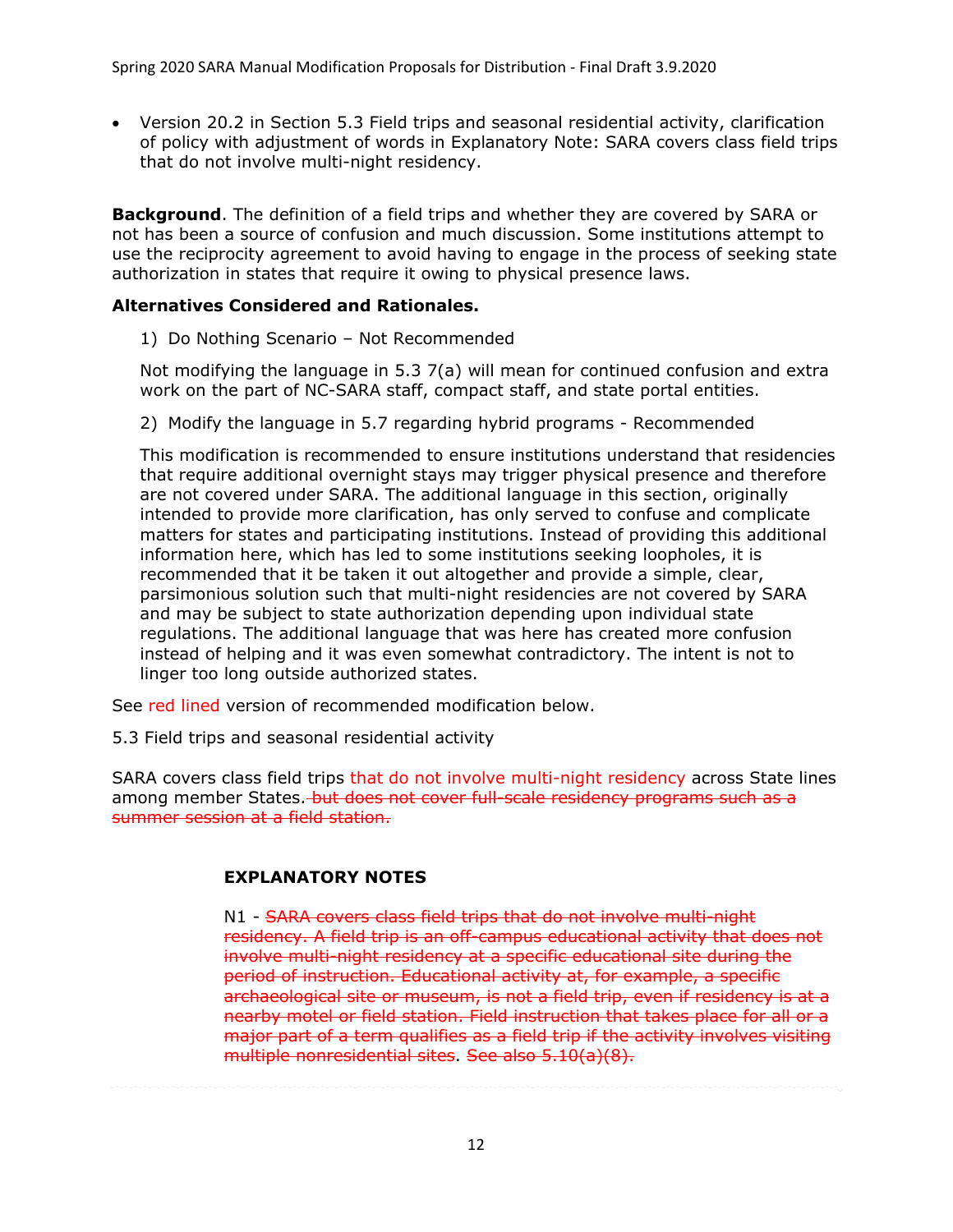- Version 20.2 in Section 5.3 Field trips and seasonal residential activity, clarification of policy with adjustment of words in Explanatory Note: SARA covers class field trips that do not involve multi-night residency.

**Background**. The definition of a field trips and whether they are covered by SARA or not has been a source of confusion and much discussion. Some institutions attempt to use the reciprocity agreement to avoid having to engage in the process of seeking state authorization in states that require it owing to physical presence laws.

**Alternatives Considered and Rationales.**

1) Do Nothing Scenario – Not Recommended

Not modifying the language in 5.3 7(a) will mean for continued confusion and extra work on the part of NC-SARA staff, compact staff, and state portal entities.

2) Modify the language in 5.7 regarding hybrid programs - Recommended

This modification is recommended to ensure institutions understand that residencies that require additional overnight stays may trigger physical presence and therefore are not covered under SARA. The additional language in this section, originally intended to provide more clarification, has only served to confuse and complicate matters for states and participating institutions. Instead of providing this additional information here, which has led to some institutions seeking loopholes, it is recommended that it be taken it out altogether and provide a simple, clear, parsimonious solution such that multi-night residencies are not covered by SARA and may be subject to state authorization depending upon individual state regulations. The additional language that was here has created more confusion instead of helping and it was even somewhat contradictory. The intent is not to linger too long outside authorized states.

See red lined version of recommended modification below.

5.3 Field trips and seasonal residential activity

SARA covers class field trips that do not involve multi-night residency across State lines among member States. ~~but does not cover full-scale residency programs such as a summer session at a field station.~~

**EXPLANATORY NOTES**

N1 - ~~SARA covers class field trips that do not involve multi-night residency. A field trip is an off-campus educational activity that does not involve multi-night residency at a specific educational site during the period of instruction. Educational activity at, for example, a specific archaeological site or museum, is not a field trip, even if residency is at a nearby motel or field station. Field instruction that takes place for all or a major part of a term qualifies as a field trip if the activity involves visiting multiple nonresidential sites~~. ~~See also 5.10(a)(8).~~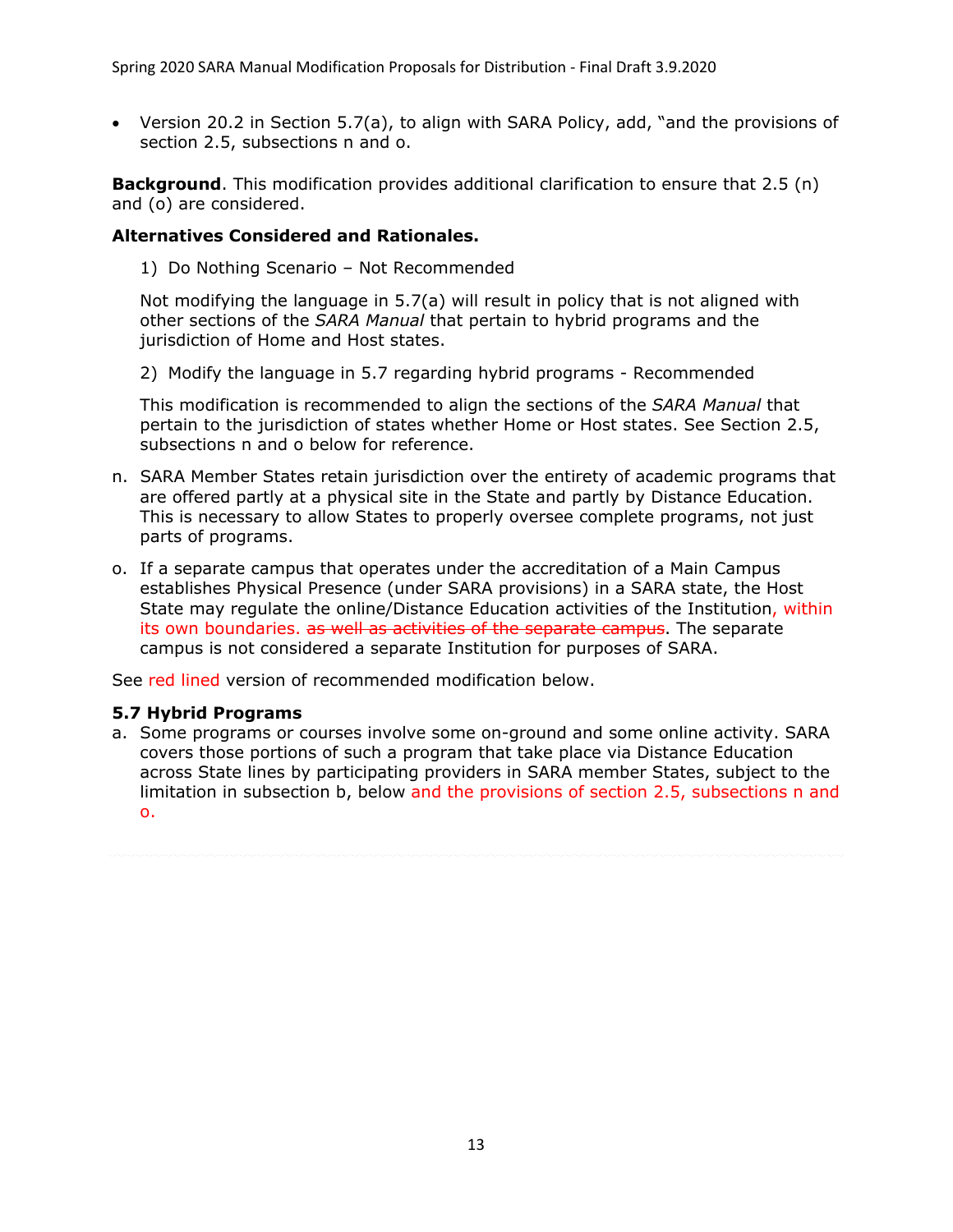- Version 20.2 in Section 5.7(a), to align with SARA Policy, add, "and the provisions of section 2.5, subsections n and o.

**Background**. This modification provides additional clarification to ensure that 2.5 (n) and (o) are considered.

**Alternatives Considered and Rationales.**

1) Do Nothing Scenario – Not Recommended

Not modifying the language in 5.7(a) will result in policy that is not aligned with other sections of the *SARA Manual* that pertain to hybrid programs and the jurisdiction of Home and Host states.

2) Modify the language in 5.7 regarding hybrid programs - Recommended

This modification is recommended to align the sections of the *SARA Manual* that pertain to the jurisdiction of states whether Home or Host states. See Section 2.5, subsections n and o below for reference.

n. SARA Member States retain jurisdiction over the entirety of academic programs that are offered partly at a physical site in the State and partly by Distance Education. This is necessary to allow States to properly oversee complete programs, not just parts of programs.

o. If a separate campus that operates under the accreditation of a Main Campus establishes Physical Presence (under SARA provisions) in a SARA state, the Host State may regulate the online/Distance Education activities of the Institution, within its own boundaries. ~~as well as activities of the separate campus~~. The separate campus is not considered a separate Institution for purposes of SARA.

See red lined version of recommended modification below.

### 5.7 Hybrid Programs

a. Some programs or courses involve some on-ground and some online activity. SARA covers those portions of such a program that take place via Distance Education across State lines by participating providers in SARA member States, subject to the limitation in subsection b, below and the provisions of section 2.5, subsections n and o.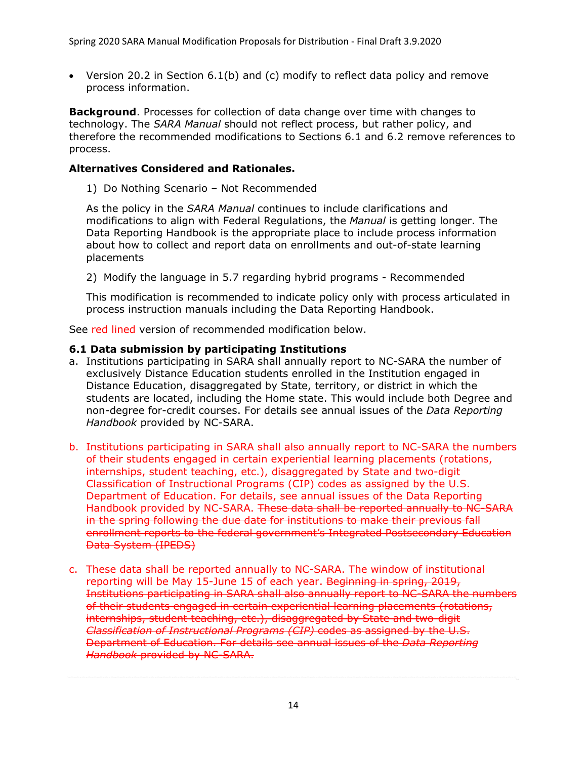- Version 20.2 in Section 6.1(b) and (c) modify to reflect data policy and remove process information.

**Background**. Processes for collection of data change over time with changes to technology. The *SARA Manual* should not reflect process, but rather policy, and therefore the recommended modifications to Sections 6.1 and 6.2 remove references to process.

**Alternatives Considered and Rationales.**

1) Do Nothing Scenario – Not Recommended

As the policy in the *SARA Manual* continues to include clarifications and modifications to align with Federal Regulations, the *Manual* is getting longer. The Data Reporting Handbook is the appropriate place to include process information about how to collect and report data on enrollments and out-of-state learning placements

2) Modify the language in 5.7 regarding hybrid programs - Recommended

This modification is recommended to indicate policy only with process articulated in process instruction manuals including the Data Reporting Handbook.

See red lined version of recommended modification below.

**6.1 Data submission by participating Institutions**

a. Institutions participating in SARA shall annually report to NC-SARA the number of exclusively Distance Education students enrolled in the Institution engaged in Distance Education, disaggregated by State, territory, or district in which the students are located, including the Home state. This would include both Degree and non-degree for-credit courses. For details see annual issues of the *Data Reporting Handbook* provided by NC-SARA.

b. Institutions participating in SARA shall also annually report to NC-SARA the numbers of their students engaged in certain experiential learning placements (rotations, internships, student teaching, etc.), disaggregated by State and two-digit Classification of Instructional Programs (CIP) codes as assigned by the U.S. Department of Education. For details, see annual issues of the Data Reporting Handbook provided by NC-SARA. ~~These data shall be reported annually to NC-SARA in the spring following the due date for institutions to make their previous fall enrollment reports to the federal government's Integrated Postsecondary Education Data System (IPEDS)~~

c. These data shall be reported annually to NC-SARA. The window of institutional reporting will be May 15-June 15 of each year. ~~Beginning in spring, 2019, Institutions participating in SARA shall also annually report to NC-SARA the numbers of their students engaged in certain experiential learning placements (rotations, internships, student teaching, etc.), disaggregated by State and two-digit *Classification of Instructional Programs (CIP)* codes as assigned by the U.S. Department of Education. For details see annual issues of the *Data Reporting Handbook* provided by NC-SARA.~~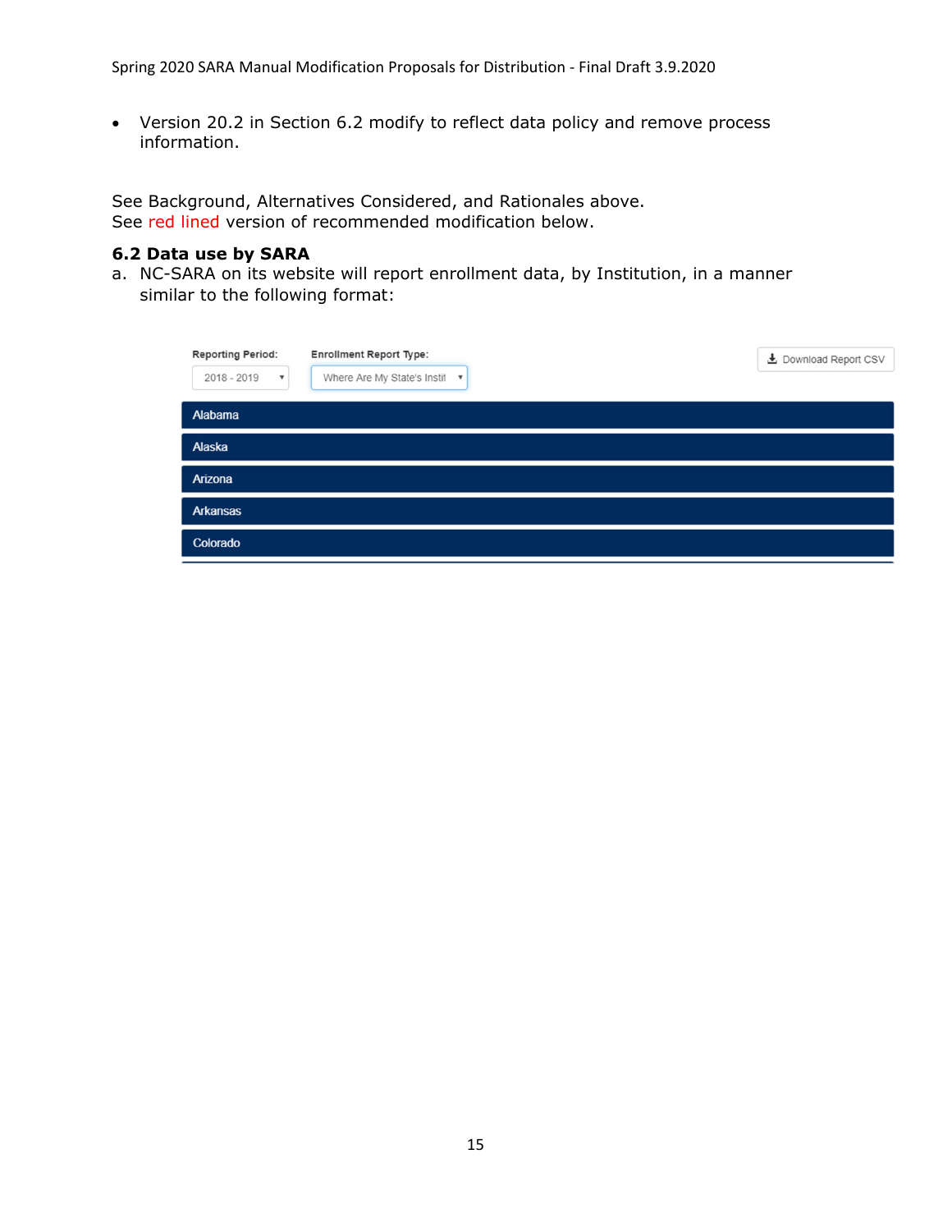- Version 20.2 in Section 6.2 modify to reflect data policy and remove process information.

See Background, Alternatives Considered, and Rationales above.
See red lined version of recommended modification below.

**6.2 Data use by SARA**

a. NC-SARA on its website will report enrollment data, by Institution, in a manner similar to the following format:

Reporting Period: 2018 - 2019

Enrollment Report Type: Where Are My State's Instit

Download Report CSV

Alabama

Alaska

Arizona

Arkansas

Colorado